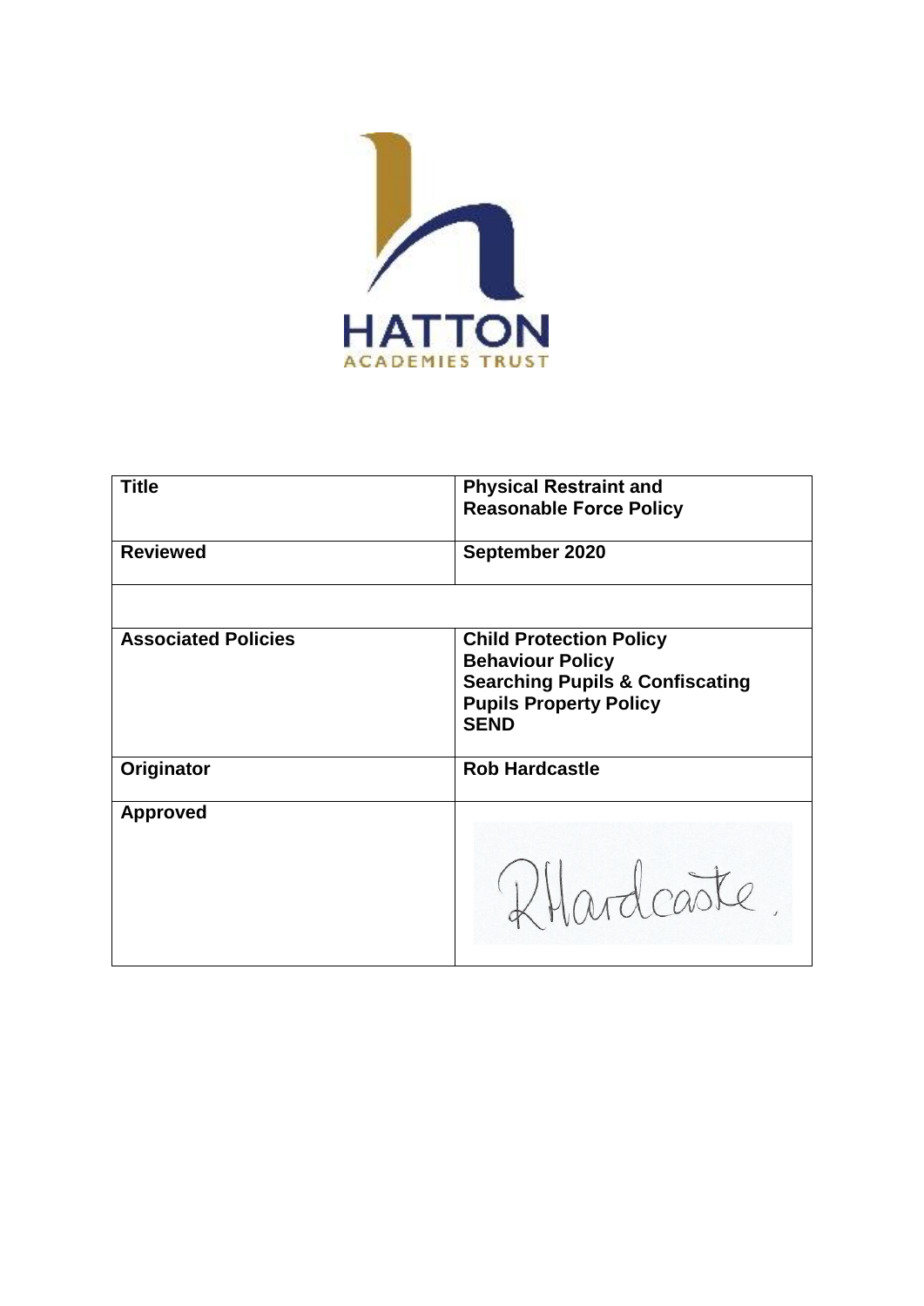HATTON
ACADEMIES TRUST

| Title | Physical Restraint and Reasonable Force Policy |
| --- | --- |
| Reviewed | September 2020 |
| | |
| Associated Policies | Child Protection Policy<br>Behaviour Policy<br>Searching Pupils & Confiscating Pupils Property Policy<br>SEND |
| Originator | Rob Hardcastle |
| Approved | RHardcastle. |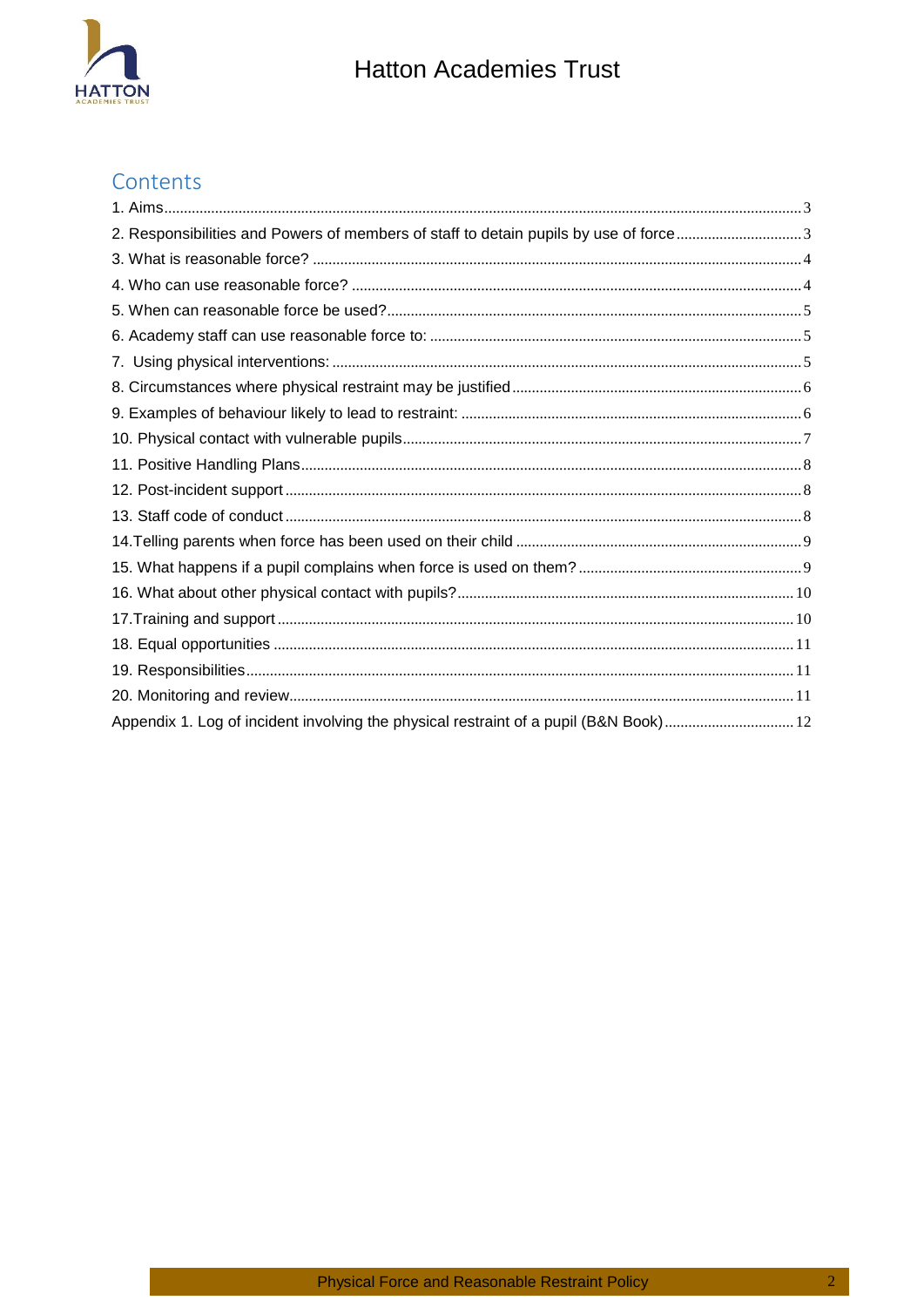## Contents

1. Aims ........ 3
2. Responsibilities and Powers of members of staff to detain pupils by use of force ........ 3
3. What is reasonable force? ........ 4
4. Who can use reasonable force? ........ 4
5. When can reasonable force be used? ........ 5
6. Academy staff can use reasonable force to: ........ 5
7. Using physical interventions: ........ 5
8. Circumstances where physical restraint may be justified ........ 6
9. Examples of behaviour likely to lead to restraint: ........ 6
10. Physical contact with vulnerable pupils ........ 7
11. Positive Handling Plans ........ 8
12. Post-incident support ........ 8
13. Staff code of conduct ........ 8
14. Telling parents when force has been used on their child ........ 9
15. What happens if a pupil complains when force is used on them? ........ 9
16. What about other physical contact with pupils? ........ 10
17. Training and support ........ 10
18. Equal opportunities ........ 11
19. Responsibilities ........ 11
20. Monitoring and review ........ 11

Appendix 1. Log of incident involving the physical restraint of a pupil (B&N Book) ........ 12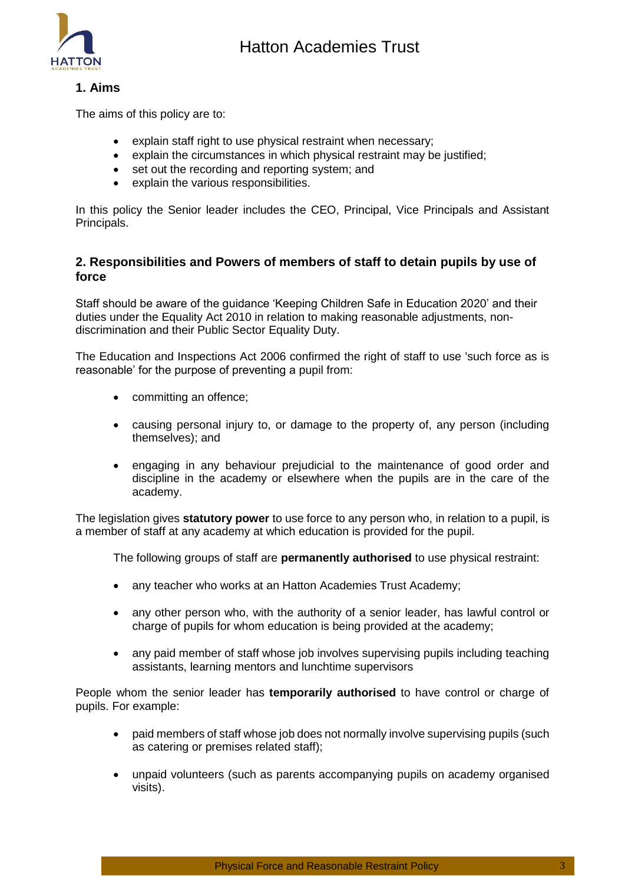## 1. Aims

The aims of this policy are to:

- explain staff right to use physical restraint when necessary;
- explain the circumstances in which physical restraint may be justified;
- set out the recording and reporting system; and
- explain the various responsibilities.

In this policy the Senior leader includes the CEO, Principal, Vice Principals and Assistant Principals.

## 2. Responsibilities and Powers of members of staff to detain pupils by use of force

Staff should be aware of the guidance 'Keeping Children Safe in Education 2020' and their duties under the Equality Act 2010 in relation to making reasonable adjustments, non-discrimination and their Public Sector Equality Duty.

The Education and Inspections Act 2006 confirmed the right of staff to use 'such force as is reasonable' for the purpose of preventing a pupil from:

- committing an offence;
- causing personal injury to, or damage to the property of, any person (including themselves); and
- engaging in any behaviour prejudicial to the maintenance of good order and discipline in the academy or elsewhere when the pupils are in the care of the academy.

The legislation gives **statutory power** to use force to any person who, in relation to a pupil, is a member of staff at any academy at which education is provided for the pupil.

The following groups of staff are **permanently authorised** to use physical restraint:

- any teacher who works at an Hatton Academies Trust Academy;
- any other person who, with the authority of a senior leader, has lawful control or charge of pupils for whom education is being provided at the academy;
- any paid member of staff whose job involves supervising pupils including teaching assistants, learning mentors and lunchtime supervisors

People whom the senior leader has **temporarily authorised** to have control or charge of pupils. For example:

- paid members of staff whose job does not normally involve supervising pupils (such as catering or premises related staff);
- unpaid volunteers (such as parents accompanying pupils on academy organised visits).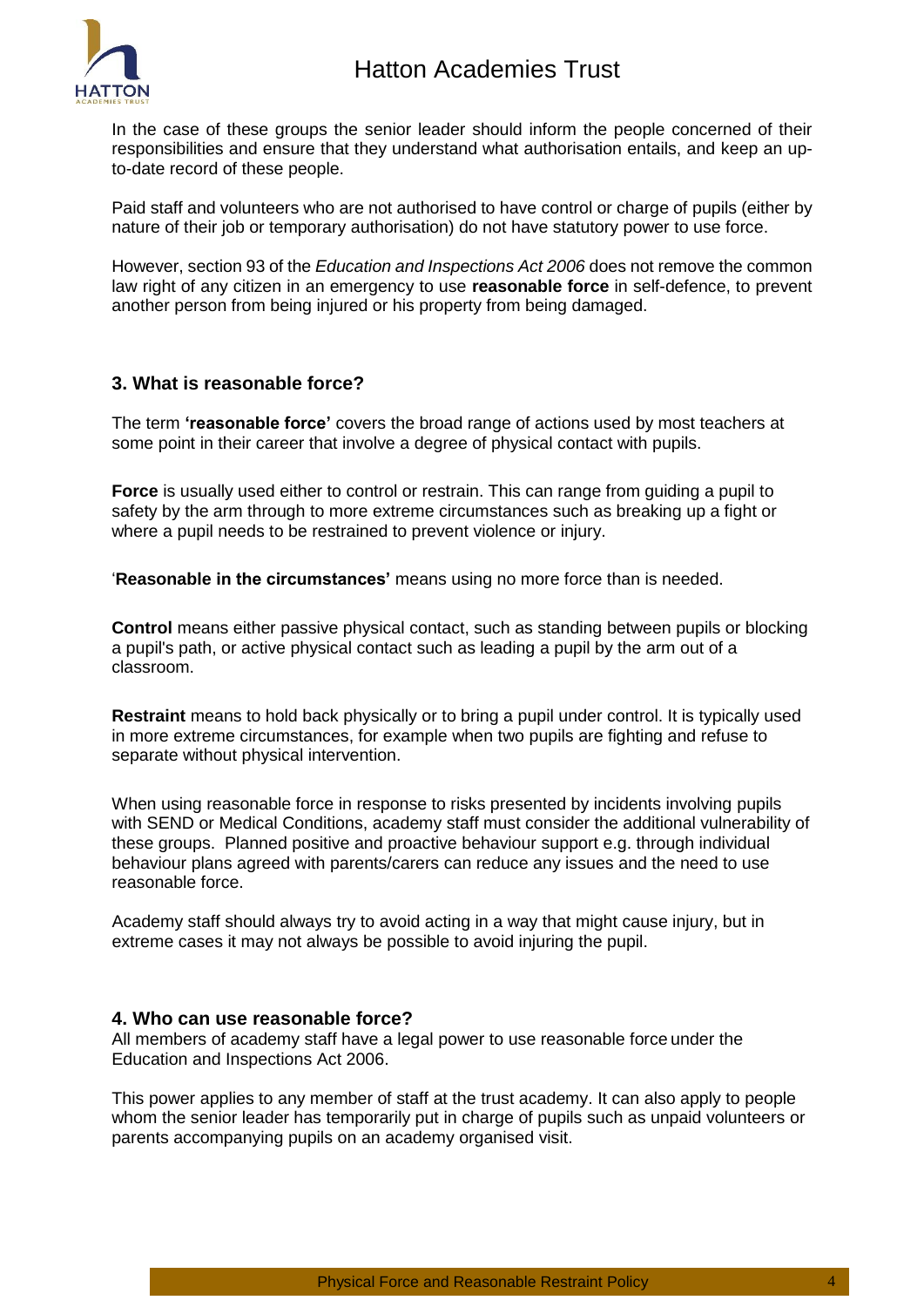In the case of these groups the senior leader should inform the people concerned of their responsibilities and ensure that they understand what authorisation entails, and keep an up-to-date record of these people.

Paid staff and volunteers who are not authorised to have control or charge of pupils (either by nature of their job or temporary authorisation) do not have statutory power to use force.

However, section 93 of the *Education and Inspections Act 2006* does not remove the common law right of any citizen in an emergency to use **reasonable force** in self-defence, to prevent another person from being injured or his property from being damaged.

## 3. What is reasonable force?

The term **'reasonable force'** covers the broad range of actions used by most teachers at some point in their career that involve a degree of physical contact with pupils.

**Force** is usually used either to control or restrain. This can range from guiding a pupil to safety by the arm through to more extreme circumstances such as breaking up a fight or where a pupil needs to be restrained to prevent violence or injury.

'**Reasonable in the circumstances'** means using no more force than is needed.

**Control** means either passive physical contact, such as standing between pupils or blocking a pupil's path, or active physical contact such as leading a pupil by the arm out of a classroom.

**Restraint** means to hold back physically or to bring a pupil under control. It is typically used in more extreme circumstances, for example when two pupils are fighting and refuse to separate without physical intervention.

When using reasonable force in response to risks presented by incidents involving pupils with SEND or Medical Conditions, academy staff must consider the additional vulnerability of these groups. Planned positive and proactive behaviour support e.g. through individual behaviour plans agreed with parents/carers can reduce any issues and the need to use reasonable force.

Academy staff should always try to avoid acting in a way that might cause injury, but in extreme cases it may not always be possible to avoid injuring the pupil.

## 4. Who can use reasonable force?

All members of academy staff have a legal power to use reasonable force under the Education and Inspections Act 2006.

This power applies to any member of staff at the trust academy. It can also apply to people whom the senior leader has temporarily put in charge of pupils such as unpaid volunteers or parents accompanying pupils on an academy organised visit.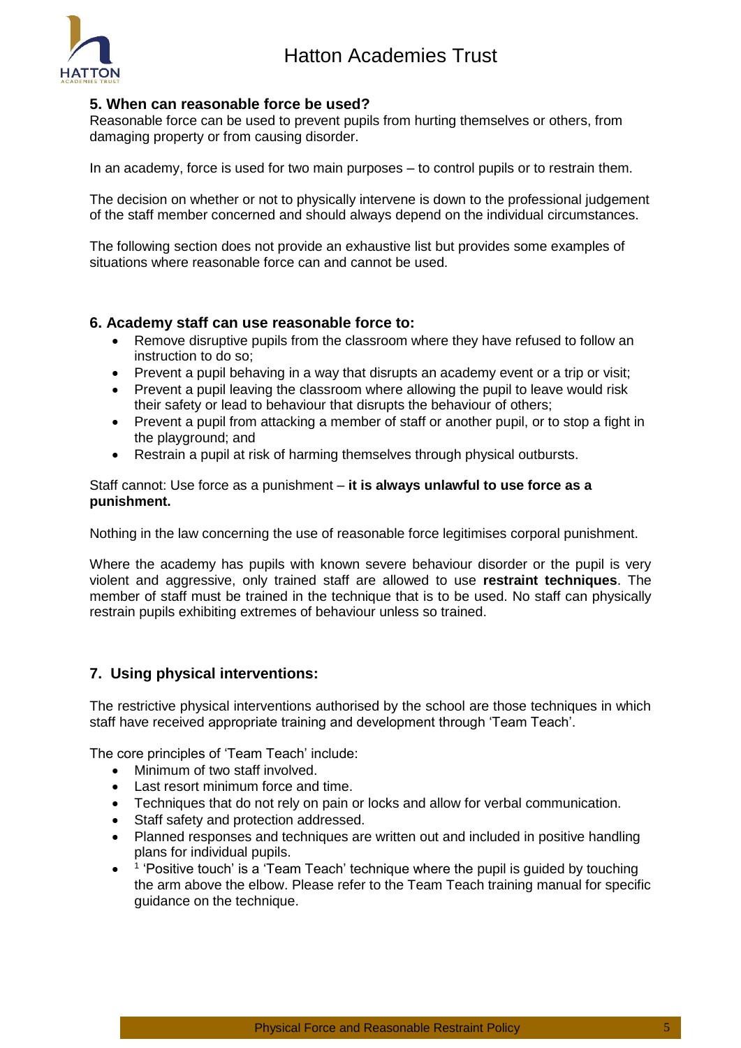## 5. When can reasonable force be used?

Reasonable force can be used to prevent pupils from hurting themselves or others, from damaging property or from causing disorder.

In an academy, force is used for two main purposes – to control pupils or to restrain them.

The decision on whether or not to physically intervene is down to the professional judgement of the staff member concerned and should always depend on the individual circumstances.

The following section does not provide an exhaustive list but provides some examples of situations where reasonable force can and cannot be used.

## 6. Academy staff can use reasonable force to:

- Remove disruptive pupils from the classroom where they have refused to follow an instruction to do so;
- Prevent a pupil behaving in a way that disrupts an academy event or a trip or visit;
- Prevent a pupil leaving the classroom where allowing the pupil to leave would risk their safety or lead to behaviour that disrupts the behaviour of others;
- Prevent a pupil from attacking a member of staff or another pupil, or to stop a fight in the playground; and
- Restrain a pupil at risk of harming themselves through physical outbursts.

Staff cannot: Use force as a punishment – **it is always unlawful to use force as a punishment.**

Nothing in the law concerning the use of reasonable force legitimises corporal punishment.

Where the academy has pupils with known severe behaviour disorder or the pupil is very violent and aggressive, only trained staff are allowed to use **restraint techniques**. The member of staff must be trained in the technique that is to be used. No staff can physically restrain pupils exhibiting extremes of behaviour unless so trained.

## 7. Using physical interventions:

The restrictive physical interventions authorised by the school are those techniques in which staff have received appropriate training and development through 'Team Teach'.

The core principles of 'Team Teach' include:

- Minimum of two staff involved.
- Last resort minimum force and time.
- Techniques that do not rely on pain or locks and allow for verbal communication.
- Staff safety and protection addressed.
- Planned responses and techniques are written out and included in positive handling plans for individual pupils.
- [1] 'Positive touch' is a 'Team Teach' technique where the pupil is guided by touching the arm above the elbow. Please refer to the Team Teach training manual for specific guidance on the technique.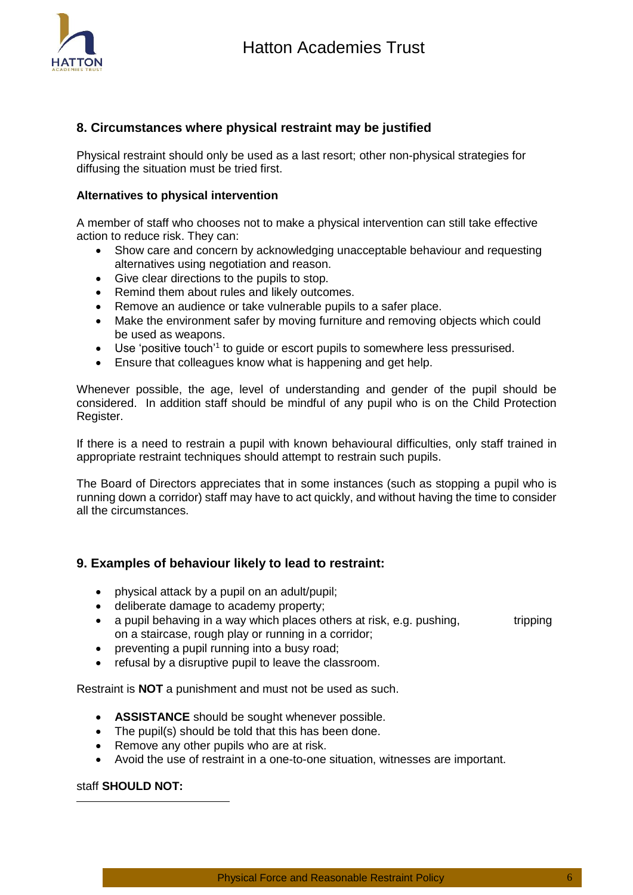## 8. Circumstances where physical restraint may be justified

Physical restraint should only be used as a last resort; other non-physical strategies for diffusing the situation must be tried first.

**Alternatives to physical intervention**

A member of staff who chooses not to make a physical intervention can still take effective action to reduce risk. They can:

- Show care and concern by acknowledging unacceptable behaviour and requesting alternatives using negotiation and reason.
- Give clear directions to the pupils to stop.
- Remind them about rules and likely outcomes.
- Remove an audience or take vulnerable pupils to a safer place.
- Make the environment safer by moving furniture and removing objects which could be used as weapons.
- Use 'positive touch'[1] to guide or escort pupils to somewhere less pressurised.
- Ensure that colleagues know what is happening and get help.

Whenever possible, the age, level of understanding and gender of the pupil should be considered. In addition staff should be mindful of any pupil who is on the Child Protection Register.

If there is a need to restrain a pupil with known behavioural difficulties, only staff trained in appropriate restraint techniques should attempt to restrain such pupils.

The Board of Directors appreciates that in some instances (such as stopping a pupil who is running down a corridor) staff may have to act quickly, and without having the time to consider all the circumstances.

## 9. Examples of behaviour likely to lead to restraint:

- physical attack by a pupil on an adult/pupil;
- deliberate damage to academy property;
- a pupil behaving in a way which places others at risk, e.g. pushing, tripping on a staircase, rough play or running in a corridor;
- preventing a pupil running into a busy road;
- refusal by a disruptive pupil to leave the classroom.

Restraint is **NOT** a punishment and must not be used as such.

- **ASSISTANCE** should be sought whenever possible.
- The pupil(s) should be told that this has been done.
- Remove any other pupils who are at risk.
- Avoid the use of restraint in a one-to-one situation, witnesses are important.

staff **SHOULD NOT:**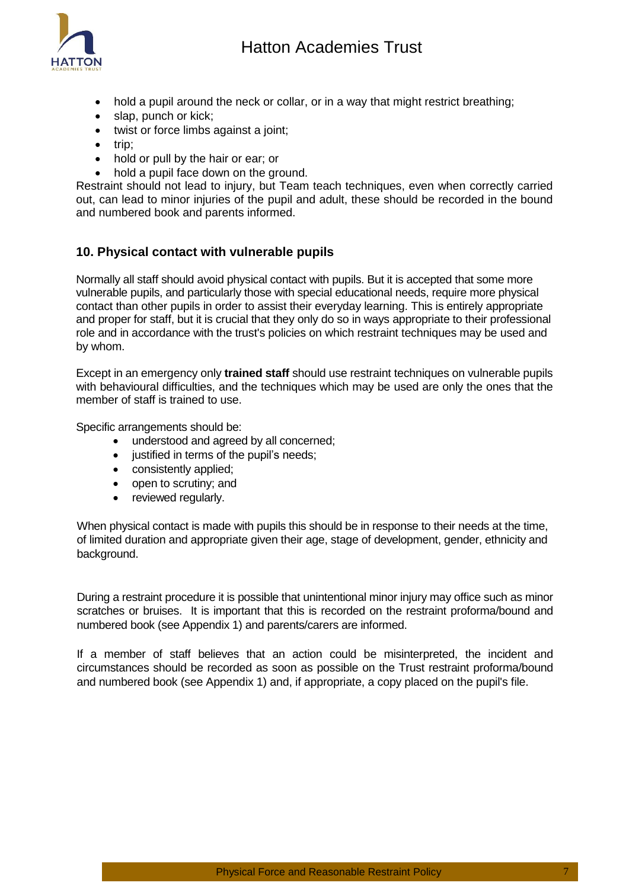- hold a pupil around the neck or collar, or in a way that might restrict breathing;
- slap, punch or kick;
- twist or force limbs against a joint;
- trip;
- hold or pull by the hair or ear; or
- hold a pupil face down on the ground.

Restraint should not lead to injury, but Team teach techniques, even when correctly carried out, can lead to minor injuries of the pupil and adult, these should be recorded in the bound and numbered book and parents informed.

## 10. Physical contact with vulnerable pupils

Normally all staff should avoid physical contact with pupils. But it is accepted that some more vulnerable pupils, and particularly those with special educational needs, require more physical contact than other pupils in order to assist their everyday learning. This is entirely appropriate and proper for staff, but it is crucial that they only do so in ways appropriate to their professional role and in accordance with the trust's policies on which restraint techniques may be used and by whom.

Except in an emergency only **trained staff** should use restraint techniques on vulnerable pupils with behavioural difficulties, and the techniques which may be used are only the ones that the member of staff is trained to use.

Specific arrangements should be:

- understood and agreed by all concerned;
- justified in terms of the pupil's needs;
- consistently applied;
- open to scrutiny; and
- reviewed regularly.

When physical contact is made with pupils this should be in response to their needs at the time, of limited duration and appropriate given their age, stage of development, gender, ethnicity and background.

During a restraint procedure it is possible that unintentional minor injury may office such as minor scratches or bruises. It is important that this is recorded on the restraint proforma/bound and numbered book (see Appendix 1) and parents/carers are informed.

If a member of staff believes that an action could be misinterpreted, the incident and circumstances should be recorded as soon as possible on the Trust restraint proforma/bound and numbered book (see Appendix 1) and, if appropriate, a copy placed on the pupil's file.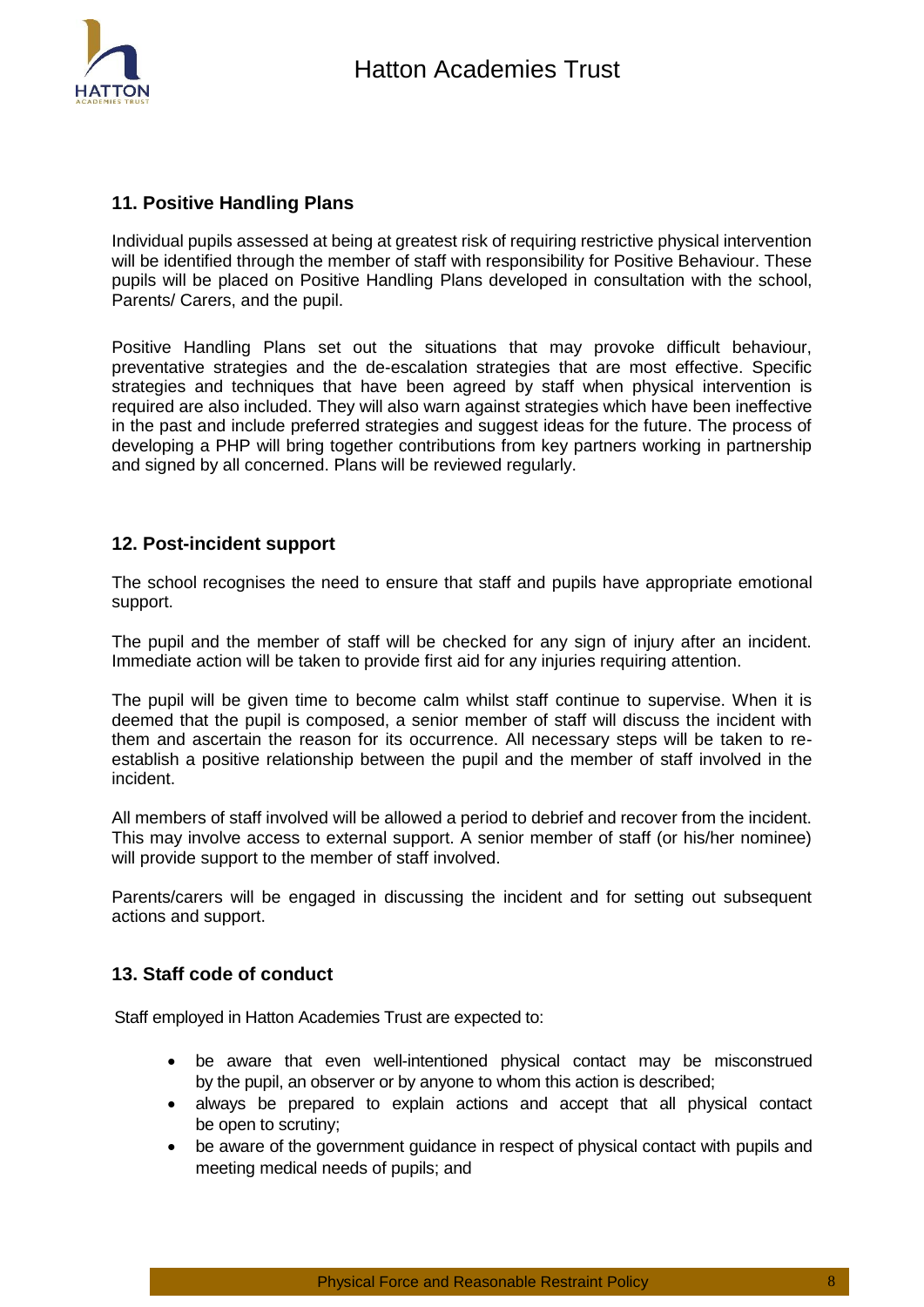## 11. Positive Handling Plans

Individual pupils assessed at being at greatest risk of requiring restrictive physical intervention will be identified through the member of staff with responsibility for Positive Behaviour. These pupils will be placed on Positive Handling Plans developed in consultation with the school, Parents/ Carers, and the pupil.

Positive Handling Plans set out the situations that may provoke difficult behaviour, preventative strategies and the de-escalation strategies that are most effective. Specific strategies and techniques that have been agreed by staff when physical intervention is required are also included. They will also warn against strategies which have been ineffective in the past and include preferred strategies and suggest ideas for the future. The process of developing a PHP will bring together contributions from key partners working in partnership and signed by all concerned. Plans will be reviewed regularly.

## 12. Post-incident support

The school recognises the need to ensure that staff and pupils have appropriate emotional support.

The pupil and the member of staff will be checked for any sign of injury after an incident. Immediate action will be taken to provide first aid for any injuries requiring attention.

The pupil will be given time to become calm whilst staff continue to supervise. When it is deemed that the pupil is composed, a senior member of staff will discuss the incident with them and ascertain the reason for its occurrence. All necessary steps will be taken to re-establish a positive relationship between the pupil and the member of staff involved in the incident.

All members of staff involved will be allowed a period to debrief and recover from the incident. This may involve access to external support. A senior member of staff (or his/her nominee) will provide support to the member of staff involved.

Parents/carers will be engaged in discussing the incident and for setting out subsequent actions and support.

## 13. Staff code of conduct

Staff employed in Hatton Academies Trust are expected to:

- be aware that even well-intentioned physical contact may be misconstrued by the pupil, an observer or by anyone to whom this action is described;
- always be prepared to explain actions and accept that all physical contact be open to scrutiny;
- be aware of the government guidance in respect of physical contact with pupils and meeting medical needs of pupils; and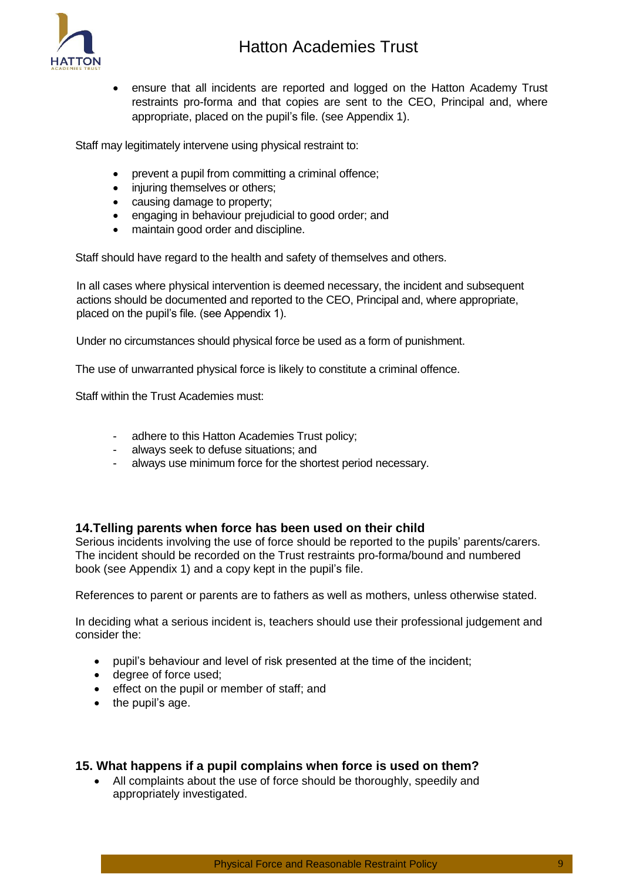- ensure that all incidents are reported and logged on the Hatton Academy Trust restraints pro-forma and that copies are sent to the CEO, Principal and, where appropriate, placed on the pupil's file. (see Appendix 1).

Staff may legitimately intervene using physical restraint to:

- prevent a pupil from committing a criminal offence;
- injuring themselves or others;
- causing damage to property;
- engaging in behaviour prejudicial to good order; and
- maintain good order and discipline.

Staff should have regard to the health and safety of themselves and others.

In all cases where physical intervention is deemed necessary, the incident and subsequent actions should be documented and reported to the CEO, Principal and, where appropriate, placed on the pupil's file. (see Appendix 1).

Under no circumstances should physical force be used as a form of punishment.

The use of unwarranted physical force is likely to constitute a criminal offence.

Staff within the Trust Academies must:

- adhere to this Hatton Academies Trust policy;
- always seek to defuse situations; and
- always use minimum force for the shortest period necessary.

## 14.Telling parents when force has been used on their child

Serious incidents involving the use of force should be reported to the pupils' parents/carers. The incident should be recorded on the Trust restraints pro-forma/bound and numbered book (see Appendix 1) and a copy kept in the pupil's file.

References to parent or parents are to fathers as well as mothers, unless otherwise stated.

In deciding what a serious incident is, teachers should use their professional judgement and consider the:

- pupil's behaviour and level of risk presented at the time of the incident;
- degree of force used;
- effect on the pupil or member of staff; and
- the pupil's age.

## 15. What happens if a pupil complains when force is used on them?

- All complaints about the use of force should be thoroughly, speedily and appropriately investigated.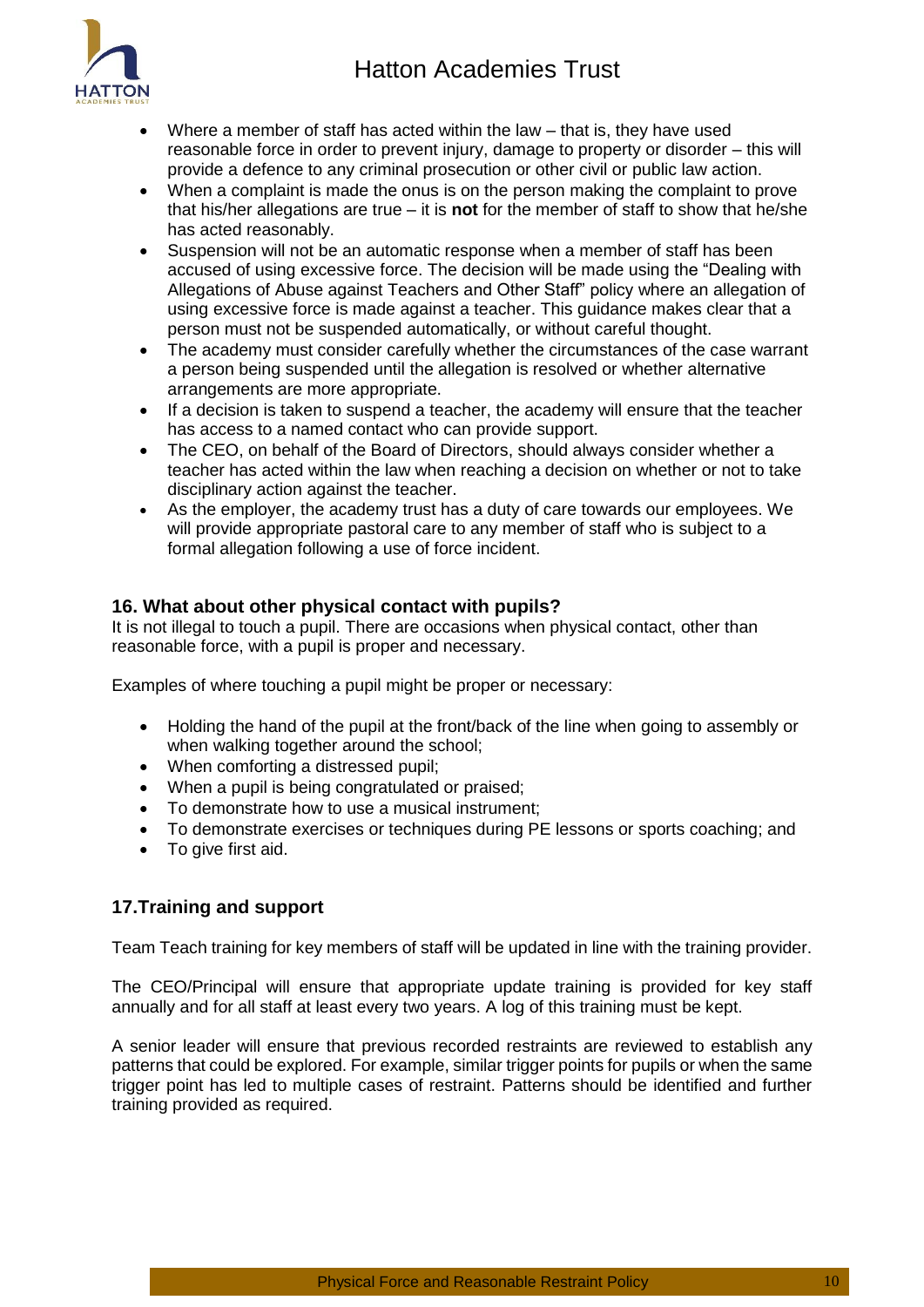- Where a member of staff has acted within the law – that is, they have used reasonable force in order to prevent injury, damage to property or disorder – this will provide a defence to any criminal prosecution or other civil or public law action.
- When a complaint is made the onus is on the person making the complaint to prove that his/her allegations are true – it is **not** for the member of staff to show that he/she has acted reasonably.
- Suspension will not be an automatic response when a member of staff has been accused of using excessive force. The decision will be made using the "Dealing with Allegations of Abuse against Teachers and Other Staff" policy where an allegation of using excessive force is made against a teacher. This guidance makes clear that a person must not be suspended automatically, or without careful thought.
- The academy must consider carefully whether the circumstances of the case warrant a person being suspended until the allegation is resolved or whether alternative arrangements are more appropriate.
- If a decision is taken to suspend a teacher, the academy will ensure that the teacher has access to a named contact who can provide support.
- The CEO, on behalf of the Board of Directors, should always consider whether a teacher has acted within the law when reaching a decision on whether or not to take disciplinary action against the teacher.
- As the employer, the academy trust has a duty of care towards our employees. We will provide appropriate pastoral care to any member of staff who is subject to a formal allegation following a use of force incident.

## 16. What about other physical contact with pupils?

It is not illegal to touch a pupil. There are occasions when physical contact, other than reasonable force, with a pupil is proper and necessary.

Examples of where touching a pupil might be proper or necessary:

- Holding the hand of the pupil at the front/back of the line when going to assembly or when walking together around the school;
- When comforting a distressed pupil;
- When a pupil is being congratulated or praised;
- To demonstrate how to use a musical instrument;
- To demonstrate exercises or techniques during PE lessons or sports coaching; and
- To give first aid.

## 17.Training and support

Team Teach training for key members of staff will be updated in line with the training provider.

The CEO/Principal will ensure that appropriate update training is provided for key staff annually and for all staff at least every two years. A log of this training must be kept.

A senior leader will ensure that previous recorded restraints are reviewed to establish any patterns that could be explored. For example, similar trigger points for pupils or when the same trigger point has led to multiple cases of restraint. Patterns should be identified and further training provided as required.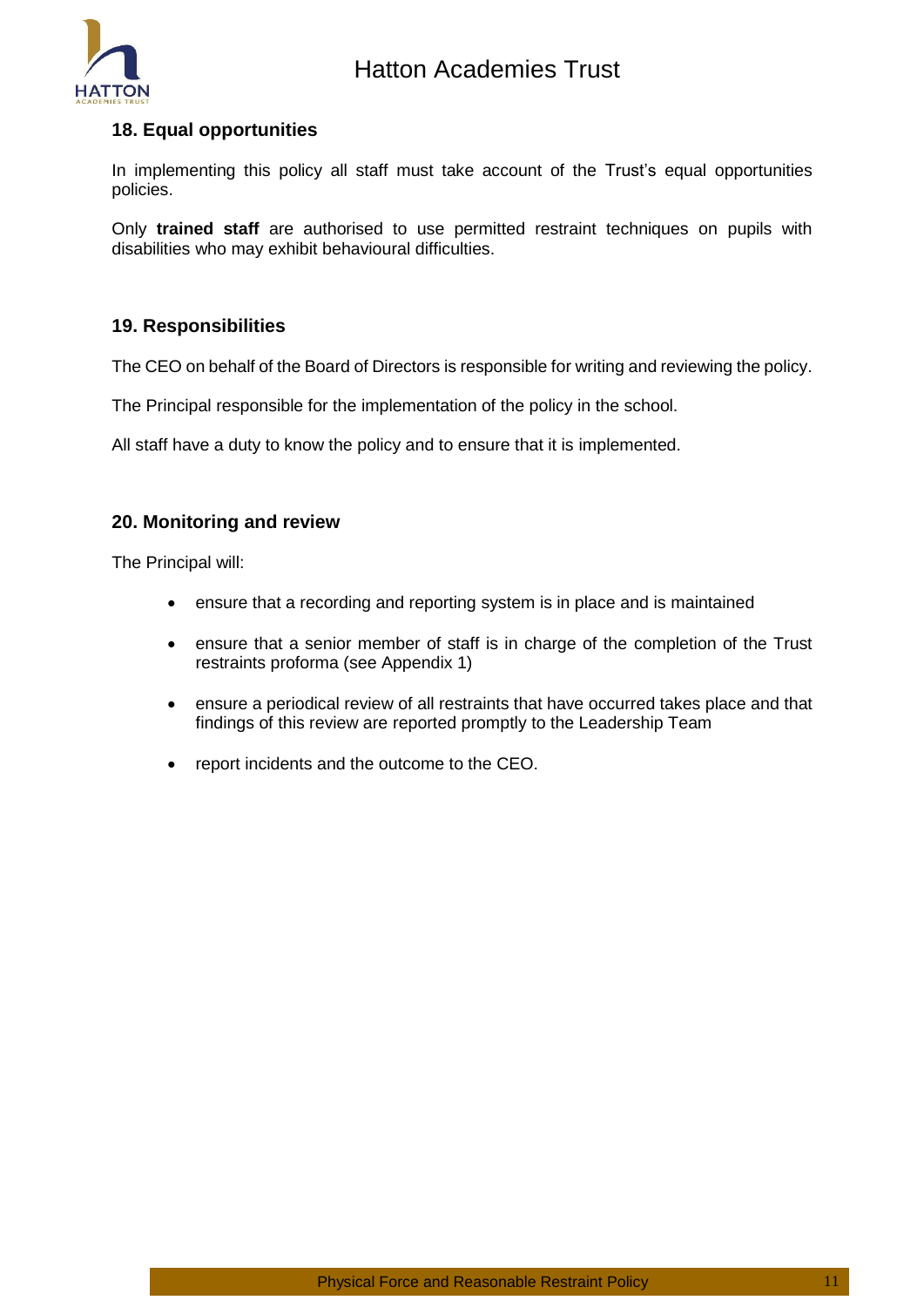## 18. Equal opportunities

In implementing this policy all staff must take account of the Trust's equal opportunities policies.

Only **trained staff** are authorised to use permitted restraint techniques on pupils with disabilities who may exhibit behavioural difficulties.

## 19. Responsibilities

The CEO on behalf of the Board of Directors is responsible for writing and reviewing the policy.

The Principal responsible for the implementation of the policy in the school.

All staff have a duty to know the policy and to ensure that it is implemented.

## 20. Monitoring and review

The Principal will:

- ensure that a recording and reporting system is in place and is maintained
- ensure that a senior member of staff is in charge of the completion of the Trust restraints proforma (see Appendix 1)
- ensure a periodical review of all restraints that have occurred takes place and that findings of this review are reported promptly to the Leadership Team
- report incidents and the outcome to the CEO.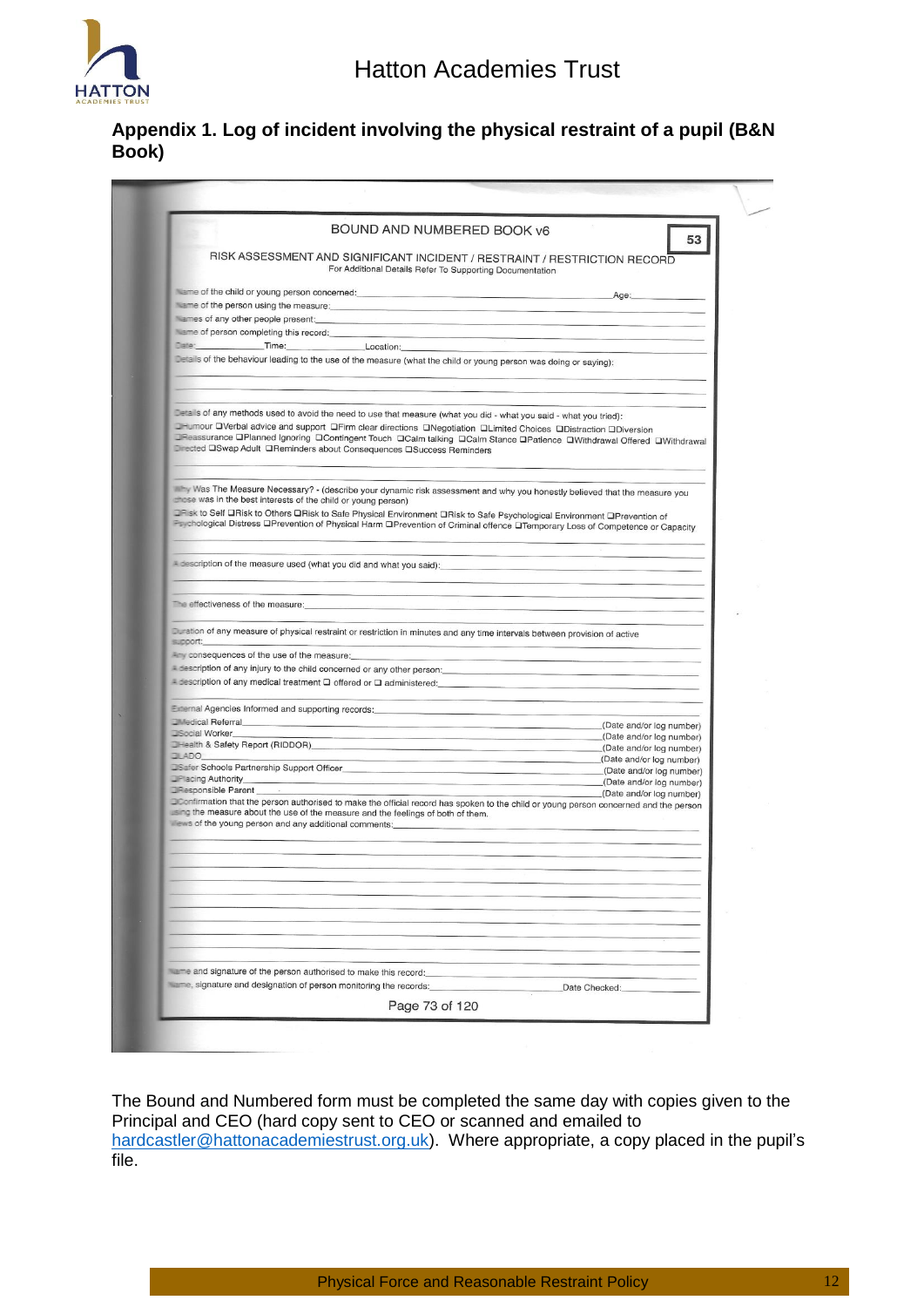## Appendix 1. Log of incident involving the physical restraint of a pupil (B&N Book)

BOUND AND NUMBERED BOOK v6

53

RISK ASSESSMENT AND SIGNIFICANT INCIDENT / RESTRAINT / RESTRICTION RECORD

For Additional Details Refer To Supporting Documentation

Name of the child or young person concerned: ______ Age: ______

Name of the person using the measure: ______

Names of any other people present: ______

Name of person completing this record: ______

Date: ______ Time: ______ Location: ______

Details of the behaviour leading to the use of the measure (what the child or young person was doing or saying):

Details of any methods used to avoid the need to use that measure (what you did - what you said - what you tried):

❑Humour ❑Verbal advice and support ❑Firm clear directions ❑Negotiation ❑Limited Choices ❑Distraction ❑Diversion ❑Reassurance ❑Planned Ignoring ❑Contingent Touch ❑Calm talking ❑Calm Stance ❑Patience ❑Withdrawal Offered ❑Withdrawal Directed ❑Swap Adult ❑Reminders about Consequences ❑Success Reminders

Why Was The Measure Necessary? - (describe your dynamic risk assessment and why you honestly believed that the measure you chose was in the best interests of the child or young person)

❑Risk to Self ❑Risk to Others ❑Risk to Safe Physical Environment ❑Risk to Safe Psychological Environment ❑Prevention of Psychological Distress ❑Prevention of Physical Harm ❑Prevention of Criminal offence ❑Temporary Loss of Competence or Capacity

A description of the measure used (what you did and what you said): ______

The effectiveness of the measure: ______

Duration of any measure of physical restraint or restriction in minutes and any time intervals between provision of active support: ______

Any consequences of the use of the measure: ______

A description of any injury to the child concerned or any other person: ______

A description of any medical treatment ❑ offered or ❑ administered: ______

External Agencies Informed and supporting records: ______

❑Medical Referral ______ (Date and/or log number)

❑Social Worker ______ (Date and/or log number)

❑Health & Safety Report (RIDDOR) ______ (Date and/or log number)

❑LADO ______ (Date and/or log number)

❑Safer Schools Partnership Support Officer ______ (Date and/or log number)

❑Placing Authority ______ (Date and/or log number)

❑Responsible Parent ______ (Date and/or log number)

❑Confirmation that the person authorised to make the official record has spoken to the child or young person concerned and the person using the measure about the use of the measure and the feelings of both of them.

Views of the young person and any additional comments: ______

Name and signature of the person authorised to make this record: ______

Name, signature and designation of person monitoring the records: ______ Date Checked: ______

Page 73 of 120

The Bound and Numbered form must be completed the same day with copies given to the Principal and CEO (hard copy sent to CEO or scanned and emailed to hardcastler@hattonacademiestrust.org.uk). Where appropriate, a copy placed in the pupil's file.